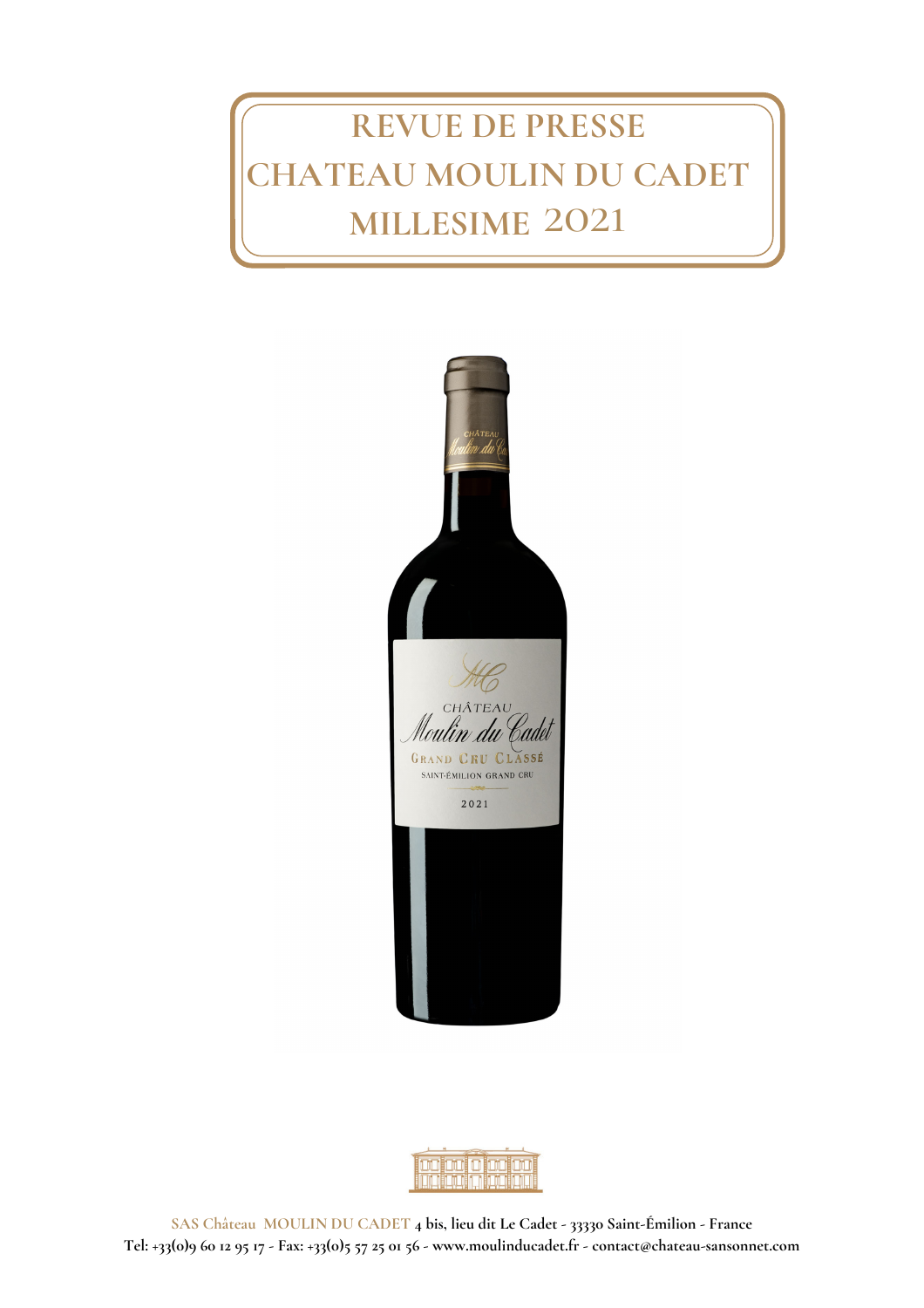# REVUE DE PRESSE CHATEAU MOULIN DU CADET MILLESIME 2021

SAS Château MOULIN DU CADET 4 bis, lieu dit Le Cadet - 33330 Saint-Émilion - France
Tel: +33(0)9 60 12 95 17 - Fax: +33(0)5 57 25 01 56 - www.moulinducadet.fr - contact@chateau-sansonnet.com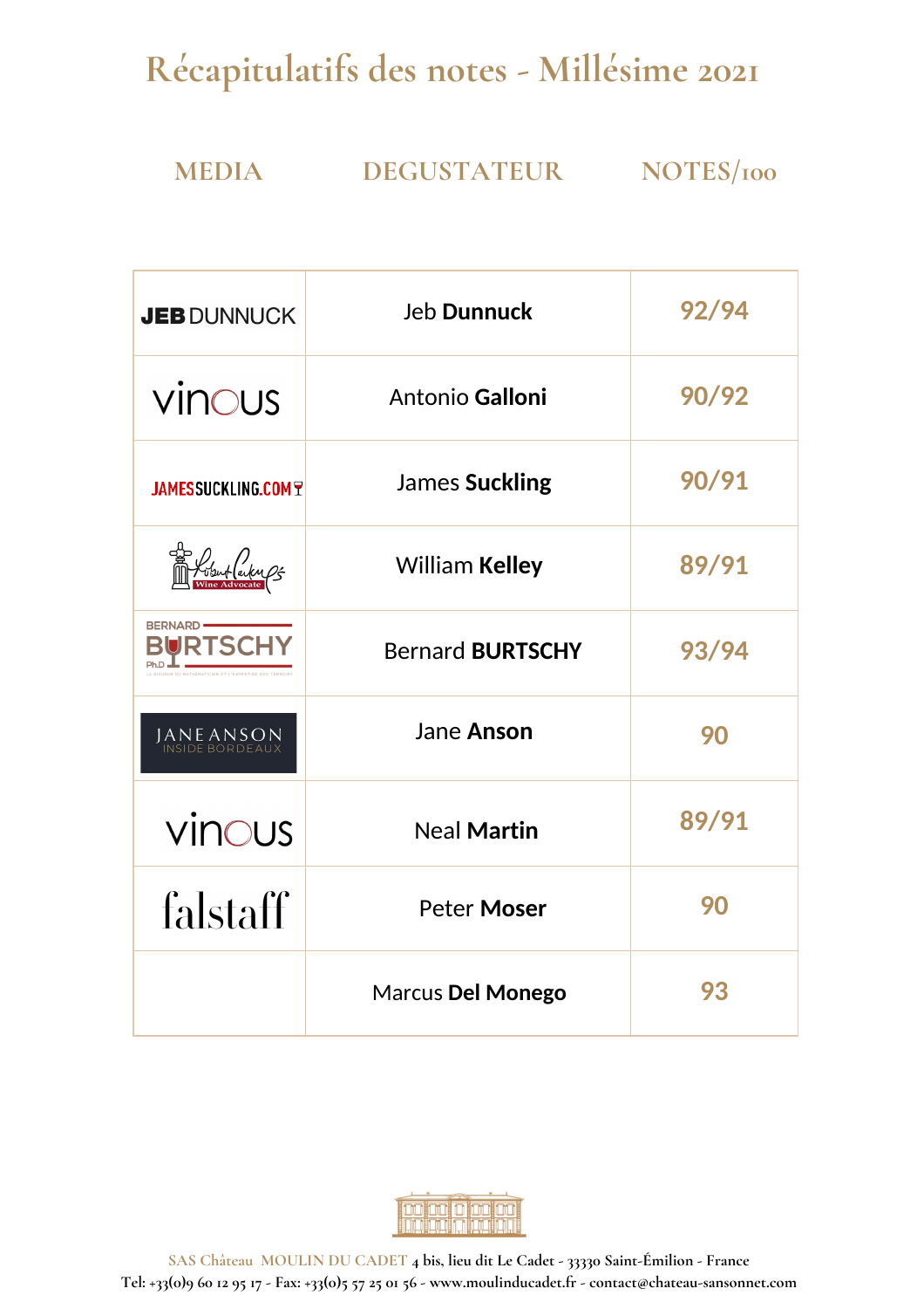# Récapitulatifs des notes - Millésime 2021

| MEDIA | DEGUSTATEUR | NOTES/100 |
|---|---|---|
| JEB DUNNUCK | Jeb **Dunnuck** | 92/94 |
| vinous | Antonio **Galloni** | 90/92 |
| JAMESSUCKLING.COM | James **Suckling** | 90/91 |
| Robert Parker Wine Advocate | William **Kelley** | 89/91 |
| BERNARD BURTSCHY Ph.D | Bernard **BURTSCHY** | 93/94 |
| JANE ANSON INSIDE BORDEAUX | Jane **Anson** | 90 |
| vinous | Neal **Martin** | 89/91 |
| falstaff | Peter **Moser** | 90 |
| | Marcus **Del Monego** | 93 |

SAS Château MOULIN DU CADET 4 bis, lieu dit Le Cadet - 33330 Saint-Émilion - France
Tel: +33(0)9 60 12 95 17 - Fax: +33(0)5 57 25 01 56 - www.moulinducadet.fr - contact@chateau-sansonnet.com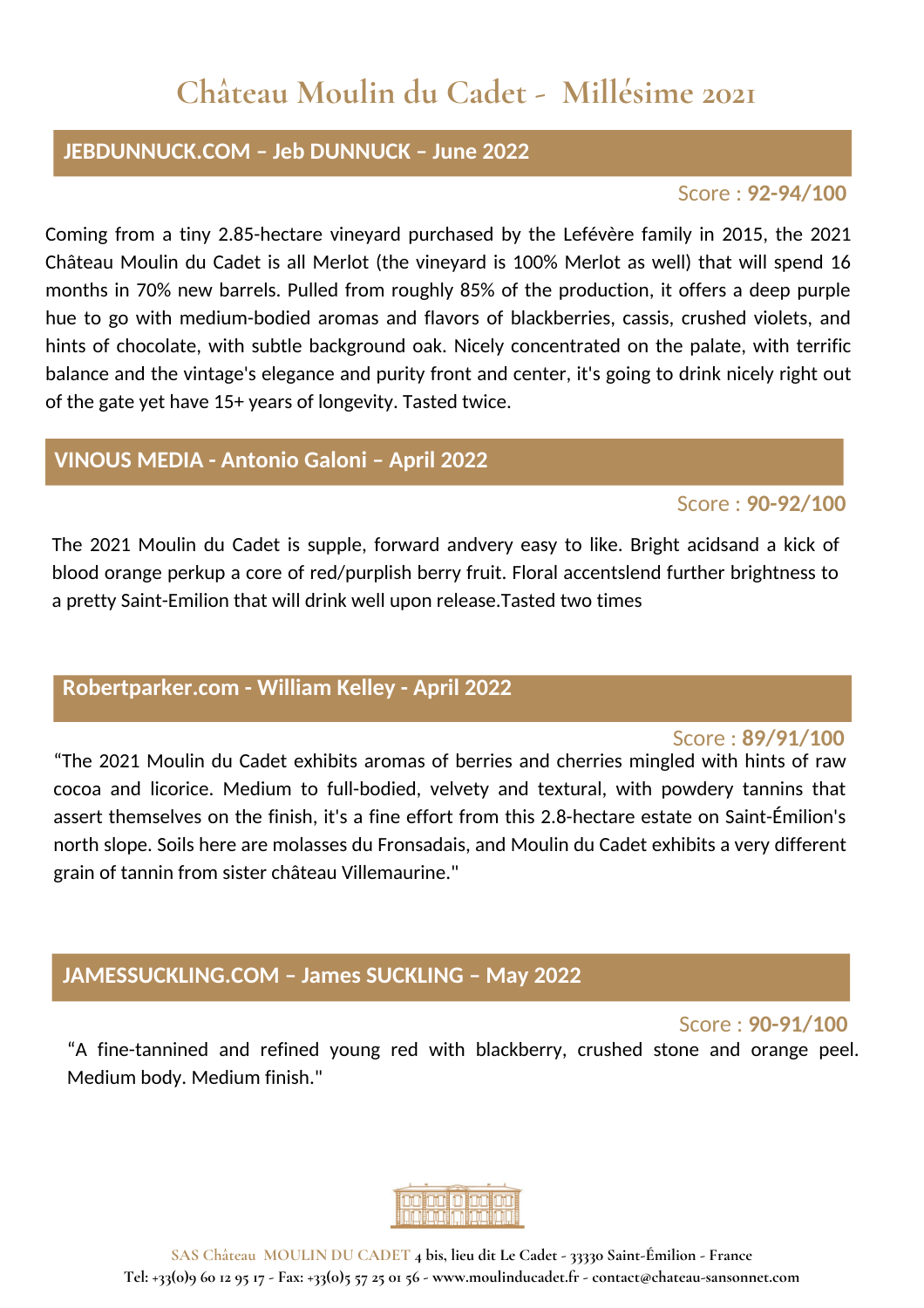# Château Moulin du Cadet - Millésime 2021

## JEBDUNNUCK.COM – Jeb DUNNUCK – June 2022

Score : **92-94/100**

Coming from a tiny 2.85-hectare vineyard purchased by the Lefévère family in 2015, the 2021 Château Moulin du Cadet is all Merlot (the vineyard is 100% Merlot as well) that will spend 16 months in 70% new barrels. Pulled from roughly 85% of the production, it offers a deep purple hue to go with medium-bodied aromas and flavors of blackberries, cassis, crushed violets, and hints of chocolate, with subtle background oak. Nicely concentrated on the palate, with terrific balance and the vintage's elegance and purity front and center, it's going to drink nicely right out of the gate yet have 15+ years of longevity. Tasted twice.

## VINOUS MEDIA - Antonio Galoni – April 2022

Score : **90-92/100**

The 2021 Moulin du Cadet is supple, forward andvery easy to like. Bright acidsand a kick of blood orange perkup a core of red/purplish berry fruit. Floral accentslend further brightness to a pretty Saint-Emilion that will drink well upon release.Tasted two times

## Robertparker.com - William Kelley - April 2022

Score : **89/91/100**

“The 2021 Moulin du Cadet exhibits aromas of berries and cherries mingled with hints of raw cocoa and licorice. Medium to full-bodied, velvety and textural, with powdery tannins that assert themselves on the finish, it's a fine effort from this 2.8-hectare estate on Saint-Émilion's north slope. Soils here are molasses du Fronsadais, and Moulin du Cadet exhibits a very different grain of tannin from sister château Villemaurine."

## JAMESSUCKLING.COM – James SUCKLING – May 2022

Score : **90-91/100**

“A fine-tannined and refined young red with blackberry, crushed stone and orange peel. Medium body. Medium finish."

SAS Château MOULIN DU CADET 4 bis, lieu dit Le Cadet - 33330 Saint-Émilion - France
Tel: +33(0)9 60 12 95 17 - Fax: +33(0)5 57 25 01 56 - www.moulinducadet.fr - contact@chateau-sansonnet.com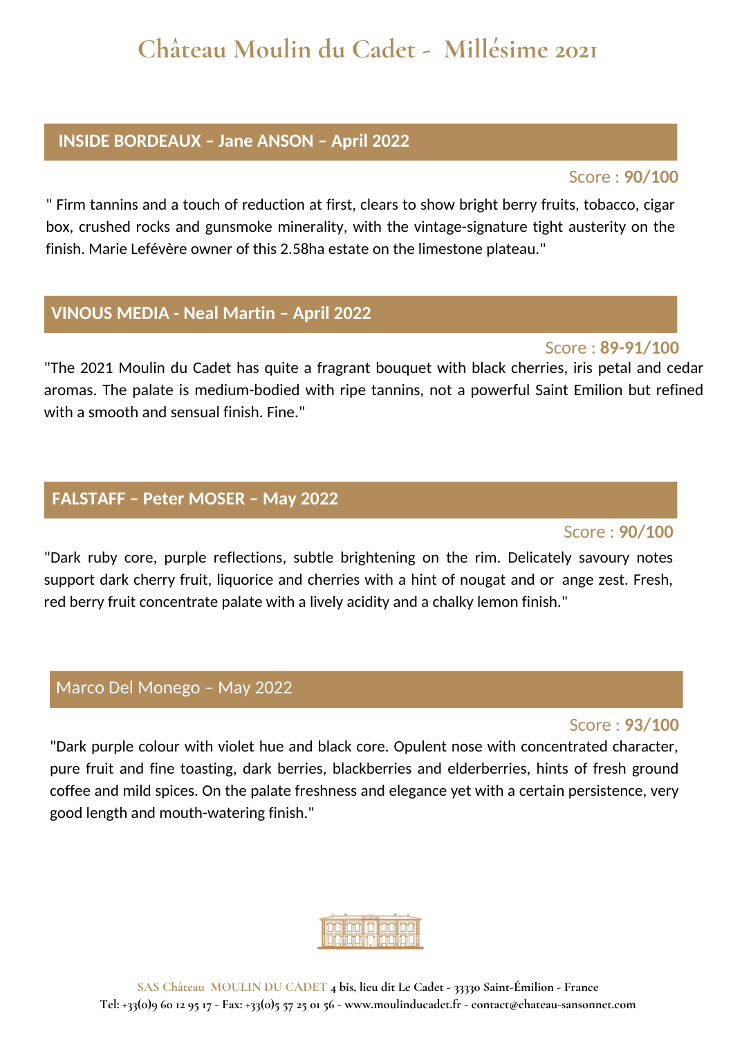# Château Moulin du Cadet - Millésime 2021

## INSIDE BORDEAUX – Jane ANSON – April 2022

Score : **90/100**

" Firm tannins and a touch of reduction at first, clears to show bright berry fruits, tobacco, cigar box, crushed rocks and gunsmoke minerality, with the vintage-signature tight austerity on the finish. Marie Lefévère owner of this 2.58ha estate on the limestone plateau."

## VINOUS MEDIA - Neal Martin – April 2022

Score : **89-91/100**

"The 2021 Moulin du Cadet has quite a fragrant bouquet with black cherries, iris petal and cedar aromas. The palate is medium-bodied with ripe tannins, not a powerful Saint Emilion but refined with a smooth and sensual finish. Fine."

## FALSTAFF – Peter MOSER – May 2022

Score : **90/100**

"Dark ruby core, purple reflections, subtle brightening on the rim. Delicately savoury notes support dark cherry fruit, liquorice and cherries with a hint of nougat and or ange zest. Fresh, red berry fruit concentrate palate with a lively acidity and a chalky lemon finish."

## Marco Del Monego – May 2022

Score : **93/100**

"Dark purple colour with violet hue and black core. Opulent nose with concentrated character, pure fruit and fine toasting, dark berries, blackberries and elderberries, hints of fresh ground coffee and mild spices. On the palate freshness and elegance yet with a certain persistence, very good length and mouth-watering finish."

SAS Château MOULIN DU CADET 4 bis, lieu dit Le Cadet - 33330 Saint-Émilion - France
Tel: +33(0)9 60 12 95 17 - Fax: +33(0)5 57 25 01 56 - www.moulinducadet.fr - contact@chateau-sansonnet.com